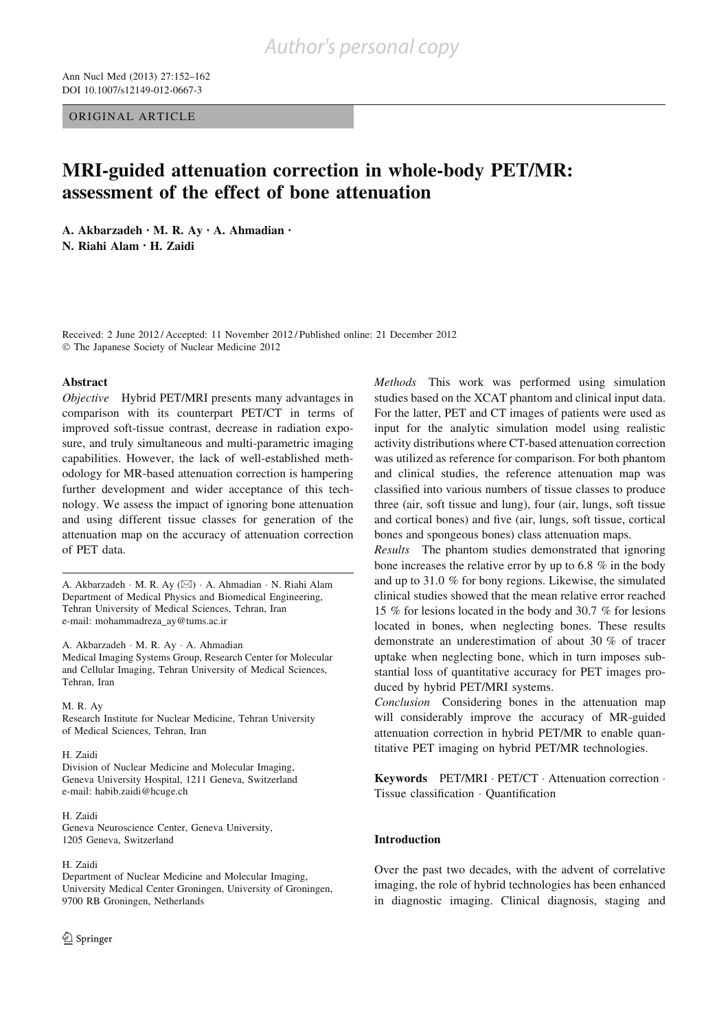ORIGINAL ARTICLE

# MRI-guided attenuation correction in whole-body PET/MR: assessment of the effect of bone attenuation

**A. Akbarzadeh · M. R. Ay · A. Ahmadian · N. Riahi Alam · H. Zaidi**

Received: 2 June 2012 / Accepted: 11 November 2012 / Published online: 21 December 2012
© The Japanese Society of Nuclear Medicine 2012

## Abstract

*Objective* Hybrid PET/MRI presents many advantages in comparison with its counterpart PET/CT in terms of improved soft-tissue contrast, decrease in radiation exposure, and truly simultaneous and multi-parametric imaging capabilities. However, the lack of well-established methodology for MR-based attenuation correction is hampering further development and wider acceptance of this technology. We assess the impact of ignoring bone attenuation and using different tissue classes for generation of the attenuation map on the accuracy of attenuation correction of PET data.

*Methods* This work was performed using simulation studies based on the XCAT phantom and clinical input data. For the latter, PET and CT images of patients were used as input for the analytic simulation model using realistic activity distributions where CT-based attenuation correction was utilized as reference for comparison. For both phantom and clinical studies, the reference attenuation map was classified into various numbers of tissue classes to produce three (air, soft tissue and lung), four (air, lungs, soft tissue and cortical bones) and five (air, lungs, soft tissue, cortical bones and spongeous bones) class attenuation maps.

*Results* The phantom studies demonstrated that ignoring bone increases the relative error by up to 6.8 % in the body and up to 31.0 % for bony regions. Likewise, the simulated clinical studies showed that the mean relative error reached 15 % for lesions located in the body and 30.7 % for lesions located in bones, when neglecting bones. These results demonstrate an underestimation of about 30 % of tracer uptake when neglecting bone, which in turn imposes substantial loss of quantitative accuracy for PET images produced by hybrid PET/MRI systems.

*Conclusion* Considering bones in the attenuation map will considerably improve the accuracy of MR-guided attenuation correction in hybrid PET/MR to enable quantitative PET imaging on hybrid PET/MR technologies.

**Keywords** PET/MRI · PET/CT · Attenuation correction · Tissue classification · Quantification

A. Akbarzadeh · M. R. Ay (✉) · A. Ahmadian · N. Riahi Alam
Department of Medical Physics and Biomedical Engineering, Tehran University of Medical Sciences, Tehran, Iran
e-mail: mohammadreza_ay@tums.ac.ir

A. Akbarzadeh · M. R. Ay · A. Ahmadian
Medical Imaging Systems Group, Research Center for Molecular and Cellular Imaging, Tehran University of Medical Sciences, Tehran, Iran

M. R. Ay
Research Institute for Nuclear Medicine, Tehran University of Medical Sciences, Tehran, Iran

H. Zaidi
Division of Nuclear Medicine and Molecular Imaging, Geneva University Hospital, 1211 Geneva, Switzerland
e-mail: habib.zaidi@hcuge.ch

H. Zaidi
Geneva Neuroscience Center, Geneva University, 1205 Geneva, Switzerland

H. Zaidi
Department of Nuclear Medicine and Molecular Imaging, University Medical Center Groningen, University of Groningen, 9700 RB Groningen, Netherlands

## Introduction

Over the past two decades, with the advent of correlative imaging, the role of hybrid technologies has been enhanced in diagnostic imaging. Clinical diagnosis, staging and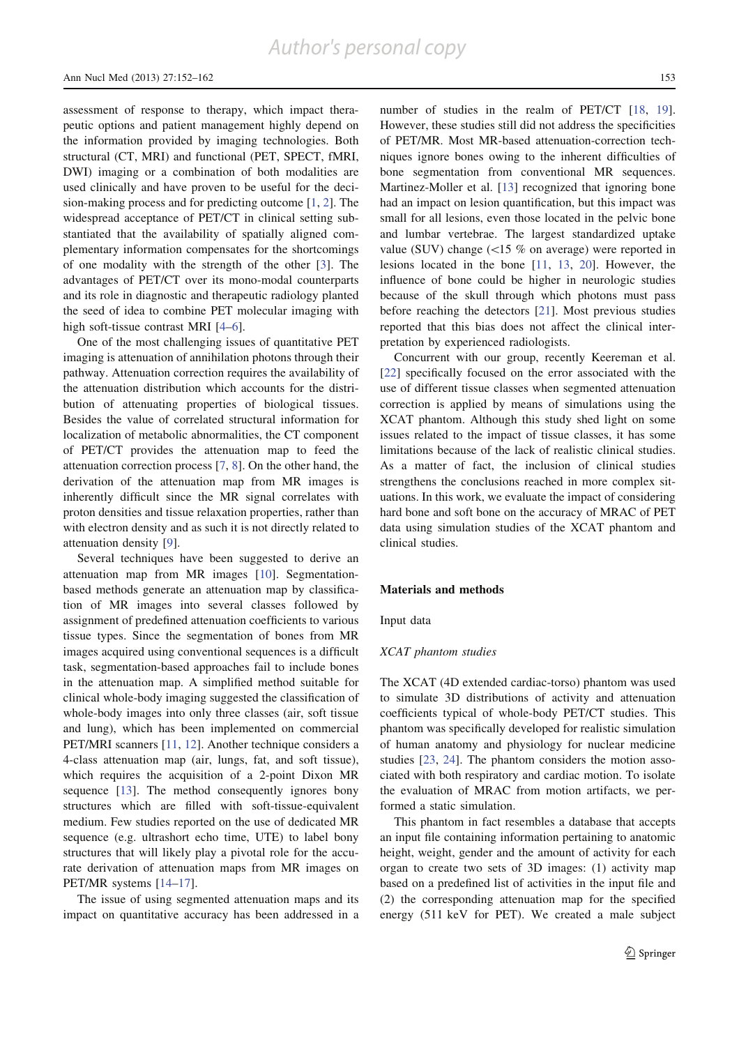assessment of response to therapy, which impact therapeutic options and patient management highly depend on the information provided by imaging technologies. Both structural (CT, MRI) and functional (PET, SPECT, fMRI, DWI) imaging or a combination of both modalities are used clinically and have proven to be useful for the decision-making process and for predicting outcome [1, 2]. The widespread acceptance of PET/CT in clinical setting substantiated that the availability of spatially aligned complementary information compensates for the shortcomings of one modality with the strength of the other [3]. The advantages of PET/CT over its mono-modal counterparts and its role in diagnostic and therapeutic radiology planted the seed of idea to combine PET molecular imaging with high soft-tissue contrast MRI [4–6].

One of the most challenging issues of quantitative PET imaging is attenuation of annihilation photons through their pathway. Attenuation correction requires the availability of the attenuation distribution which accounts for the distribution of attenuating properties of biological tissues. Besides the value of correlated structural information for localization of metabolic abnormalities, the CT component of PET/CT provides the attenuation map to feed the attenuation correction process [7, 8]. On the other hand, the derivation of the attenuation map from MR images is inherently difficult since the MR signal correlates with proton densities and tissue relaxation properties, rather than with electron density and as such it is not directly related to attenuation density [9].

Several techniques have been suggested to derive an attenuation map from MR images [10]. Segmentation-based methods generate an attenuation map by classification of MR images into several classes followed by assignment of predefined attenuation coefficients to various tissue types. Since the segmentation of bones from MR images acquired using conventional sequences is a difficult task, segmentation-based approaches fail to include bones in the attenuation map. A simplified method suitable for clinical whole-body imaging suggested the classification of whole-body images into only three classes (air, soft tissue and lung), which has been implemented on commercial PET/MRI scanners [11, 12]. Another technique considers a 4-class attenuation map (air, lungs, fat, and soft tissue), which requires the acquisition of a 2-point Dixon MR sequence [13]. The method consequently ignores bony structures which are filled with soft-tissue-equivalent medium. Few studies reported on the use of dedicated MR sequence (e.g. ultrashort echo time, UTE) to label bony structures that will likely play a pivotal role for the accurate derivation of attenuation maps from MR images on PET/MR systems [14–17].

The issue of using segmented attenuation maps and its impact on quantitative accuracy has been addressed in a number of studies in the realm of PET/CT [18, 19]. However, these studies still did not address the specificities of PET/MR. Most MR-based attenuation-correction techniques ignore bones owing to the inherent difficulties of bone segmentation from conventional MR sequences. Martinez-Moller et al. [13] recognized that ignoring bone had an impact on lesion quantification, but this impact was small for all lesions, even those located in the pelvic bone and lumbar vertebrae. The largest standardized uptake value (SUV) change (<15 % on average) were reported in lesions located in the bone [11, 13, 20]. However, the influence of bone could be higher in neurologic studies because of the skull through which photons must pass before reaching the detectors [21]. Most previous studies reported that this bias does not affect the clinical interpretation by experienced radiologists.

Concurrent with our group, recently Keereman et al. [22] specifically focused on the error associated with the use of different tissue classes when segmented attenuation correction is applied by means of simulations using the XCAT phantom. Although this study shed light on some issues related to the impact of tissue classes, it has some limitations because of the lack of realistic clinical studies. As a matter of fact, the inclusion of clinical studies strengthens the conclusions reached in more complex situations. In this work, we evaluate the impact of considering hard bone and soft bone on the accuracy of MRAC of PET data using simulation studies of the XCAT phantom and clinical studies.

## Materials and methods

### Input data

#### *XCAT phantom studies*

The XCAT (4D extended cardiac-torso) phantom was used to simulate 3D distributions of activity and attenuation coefficients typical of whole-body PET/CT studies. This phantom was specifically developed for realistic simulation of human anatomy and physiology for nuclear medicine studies [23, 24]. The phantom considers the motion associated with both respiratory and cardiac motion. To isolate the evaluation of MRAC from motion artifacts, we performed a static simulation.

This phantom in fact resembles a database that accepts an input file containing information pertaining to anatomic height, weight, gender and the amount of activity for each organ to create two sets of 3D images: (1) activity map based on a predefined list of activities in the input file and (2) the corresponding attenuation map for the specified energy (511 keV for PET). We created a male subject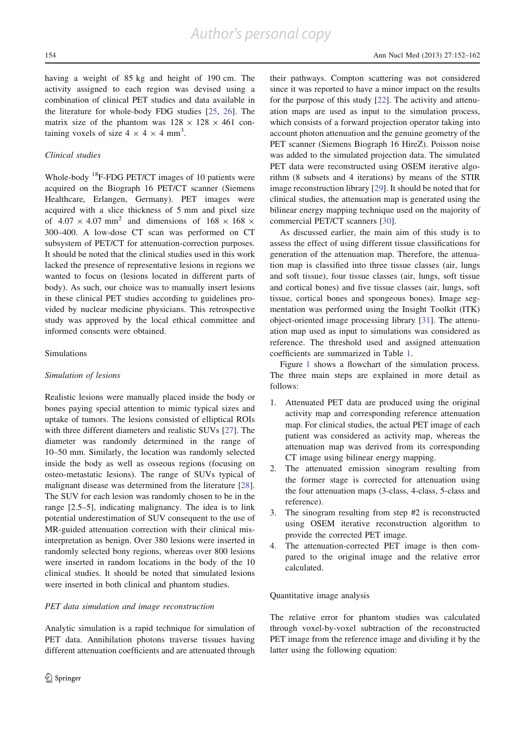having a weight of 85 kg and height of 190 cm. The activity assigned to each region was devised using a combination of clinical PET studies and data available in the literature for whole-body FDG studies [25, 26]. The matrix size of the phantom was $128 \times 128 \times 461$ containing voxels of size $4 \times 4 \times 4$ mm$^3$.

### *Clinical studies*

Whole-body $^{18}$F-FDG PET/CT images of 10 patients were acquired on the Biograph 16 PET/CT scanner (Siemens Healthcare, Erlangen, Germany). PET images were acquired with a slice thickness of 5 mm and pixel size of $4.07 \times 4.07$ mm$^2$ and dimensions of $168 \times 168 \times$ 300–400. A low-dose CT scan was performed on CT subsystem of PET/CT for attenuation-correction purposes. It should be noted that the clinical studies used in this work lacked the presence of representative lesions in regions we wanted to focus on (lesions located in different parts of body). As such, our choice was to manually insert lesions in these clinical PET studies according to guidelines provided by nuclear medicine physicians. This retrospective study was approved by the local ethical committee and informed consents were obtained.

## Simulations

### *Simulation of lesions*

Realistic lesions were manually placed inside the body or bones paying special attention to mimic typical sizes and uptake of tumors. The lesions consisted of elliptical ROIs with three different diameters and realistic SUVs [27]. The diameter was randomly determined in the range of 10–50 mm. Similarly, the location was randomly selected inside the body as well as osseous regions (focusing on osteo-metastatic lesions). The range of SUVs typical of malignant disease was determined from the literature [28]. The SUV for each lesion was randomly chosen to be in the range [2.5–5], indicating malignancy. The idea is to link potential underestimation of SUV consequent to the use of MR-guided attenuation correction with their clinical misinterpretation as benign. Over 380 lesions were inserted in randomly selected bony regions, whereas over 800 lesions were inserted in random locations in the body of the 10 clinical studies. It should be noted that simulated lesions were inserted in both clinical and phantom studies.

### *PET data simulation and image reconstruction*

Analytic simulation is a rapid technique for simulation of PET data. Annihilation photons traverse tissues having different attenuation coefficients and are attenuated through their pathways. Compton scattering was not considered since it was reported to have a minor impact on the results for the purpose of this study [22]. The activity and attenuation maps are used as input to the simulation process, which consists of a forward projection operator taking into account photon attenuation and the genuine geometry of the PET scanner (Siemens Biograph 16 HireZ). Poisson noise was added to the simulated projection data. The simulated PET data were reconstructed using OSEM iterative algorithm (8 subsets and 4 iterations) by means of the STIR image reconstruction library [29]. It should be noted that for clinical studies, the attenuation map is generated using the bilinear energy mapping technique used on the majority of commercial PET/CT scanners [30].

As discussed earlier, the main aim of this study is to assess the effect of using different tissue classifications for generation of the attenuation map. Therefore, the attenuation map is classified into three tissue classes (air, lungs and soft tissue), four tissue classes (air, lungs, soft tissue and cortical bones) and five tissue classes (air, lungs, soft tissue, cortical bones and spongeous bones). Image segmentation was performed using the Insight Toolkit (ITK) object-oriented image processing library [31]. The attenuation map used as input to simulations was considered as reference. The threshold used and assigned attenuation coefficients are summarized in Table 1.

Figure 1 shows a flowchart of the simulation process. The three main steps are explained in more detail as follows:

1. Attenuated PET data are produced using the original activity map and corresponding reference attenuation map. For clinical studies, the actual PET image of each patient was considered as activity map, whereas the attenuation map was derived from its corresponding CT image using bilinear energy mapping.
2. The attenuated emission sinogram resulting from the former stage is corrected for attenuation using the four attenuation maps (3-class, 4-class, 5-class and reference).
3. The sinogram resulting from step #2 is reconstructed using OSEM iterative reconstruction algorithm to provide the corrected PET image.
4. The attenuation-corrected PET image is then compared to the original image and the relative error calculated.

## Quantitative image analysis

The relative error for phantom studies was calculated through voxel-by-voxel subtraction of the reconstructed PET image from the reference image and dividing it by the latter using the following equation: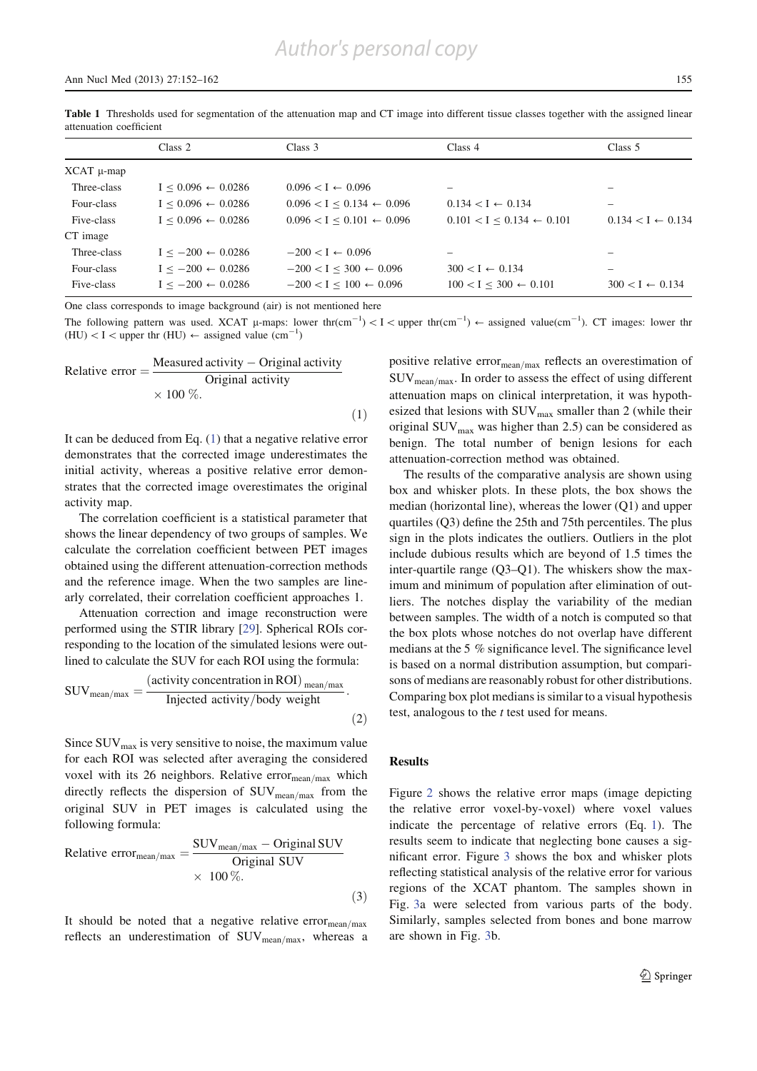**Table 1** Thresholds used for segmentation of the attenuation map and CT image into different tissue classes together with the assigned linear attenuation coefficient

| | Class 2 | Class 3 | Class 4 | Class 5 |
|---|---|---|---|---|
| XCAT μ-map | | | | |
| Three-class | $I \leq 0.096 \leftarrow 0.0286$ | $0.096 < I \leftarrow 0.096$ | – | – |
| Four-class | $I \leq 0.096 \leftarrow 0.0286$ | $0.096 < I \leq 0.134 \leftarrow 0.096$ | $0.134 < I \leftarrow 0.134$ | – |
| Five-class | $I \leq 0.096 \leftarrow 0.0286$ | $0.096 < I \leq 0.101 \leftarrow 0.096$ | $0.101 < I \leq 0.134 \leftarrow 0.101$ | $0.134 < I \leftarrow 0.134$ |
| CT image | | | | |
| Three-class | $I \leq -200 \leftarrow 0.0286$ | $-200 < I \leftarrow 0.096$ | – | – |
| Four-class | $I \leq -200 \leftarrow 0.0286$ | $-200 < I \leq 300 \leftarrow 0.096$ | $300 < I \leftarrow 0.134$ | – |
| Five-class | $I \leq -200 \leftarrow 0.0286$ | $-200 < I \leq 100 \leftarrow 0.096$ | $100 < I \leq 300 \leftarrow 0.101$ | $300 < I \leftarrow 0.134$ |

One class corresponds to image background (air) is not mentioned here

The following pattern was used. XCAT μ-maps: lower thr($cm^{-1}$) < I < upper thr($cm^{-1}$) ← assigned value($cm^{-1}$). CT images: lower thr (HU) < I < upper thr (HU) ← assigned value ($cm^{-1}$)

$$\text{Relative error} = \frac{\text{Measured activity} - \text{Original activity}}{\text{Original activity}} \times 100\,\%. \tag{1}$$

It can be deduced from Eq. (1) that a negative relative error demonstrates that the corrected image underestimates the initial activity, whereas a positive relative error demonstrates that the corrected image overestimates the original activity map.

The correlation coefficient is a statistical parameter that shows the linear dependency of two groups of samples. We calculate the correlation coefficient between PET images obtained using the different attenuation-correction methods and the reference image. When the two samples are linearly correlated, their correlation coefficient approaches 1.

Attenuation correction and image reconstruction were performed using the STIR library [29]. Spherical ROIs corresponding to the location of the simulated lesions were outlined to calculate the SUV for each ROI using the formula:

$$\text{SUV}_{\text{mean/max}} = \frac{(\text{activity concentration in ROI})_{\text{mean/max}}}{\text{Injected activity/body weight}}. \tag{2}$$

Since $\text{SUV}_{\text{max}}$ is very sensitive to noise, the maximum value for each ROI was selected after averaging the considered voxel with its 26 neighbors. Relative $\text{error}_{\text{mean/max}}$ which directly reflects the dispersion of $\text{SUV}_{\text{mean/max}}$ from the original SUV in PET images is calculated using the following formula:

$$\text{Relative error}_{\text{mean/max}} = \frac{\text{SUV}_{\text{mean/max}} - \text{Original SUV}}{\text{Original SUV}} \times 100\,\%. \tag{3}$$

It should be noted that a negative relative $\text{error}_{\text{mean/max}}$ reflects an underestimation of $\text{SUV}_{\text{mean/max}}$, whereas a positive relative $\text{error}_{\text{mean/max}}$ reflects an overestimation of $\text{SUV}_{\text{mean/max}}$. In order to assess the effect of using different attenuation maps on clinical interpretation, it was hypothesized that lesions with $\text{SUV}_{\text{max}}$ smaller than 2 (while their original $\text{SUV}_{\text{max}}$ was higher than 2.5) can be considered as benign. The total number of benign lesions for each attenuation-correction method was obtained.

The results of the comparative analysis are shown using box and whisker plots. In these plots, the box shows the median (horizontal line), whereas the lower (Q1) and upper quartiles (Q3) define the 25th and 75th percentiles. The plus sign in the plots indicates the outliers. Outliers in the plot include dubious results which are beyond of 1.5 times the inter-quartile range (Q3–Q1). The whiskers show the maximum and minimum of population after elimination of outliers. The notches display the variability of the median between samples. The width of a notch is computed so that the box plots whose notches do not overlap have different medians at the 5 % significance level. The significance level is based on a normal distribution assumption, but comparisons of medians are reasonably robust for other distributions. Comparing box plot medians is similar to a visual hypothesis test, analogous to the *t* test used for means.

## Results

Figure 2 shows the relative error maps (image depicting the relative error voxel-by-voxel) where voxel values indicate the percentage of relative errors (Eq. 1). The results seem to indicate that neglecting bone causes a significant error. Figure 3 shows the box and whisker plots reflecting statistical analysis of the relative error for various regions of the XCAT phantom. The samples shown in Fig. 3a were selected from various parts of the body. Similarly, samples selected from bones and bone marrow are shown in Fig. 3b.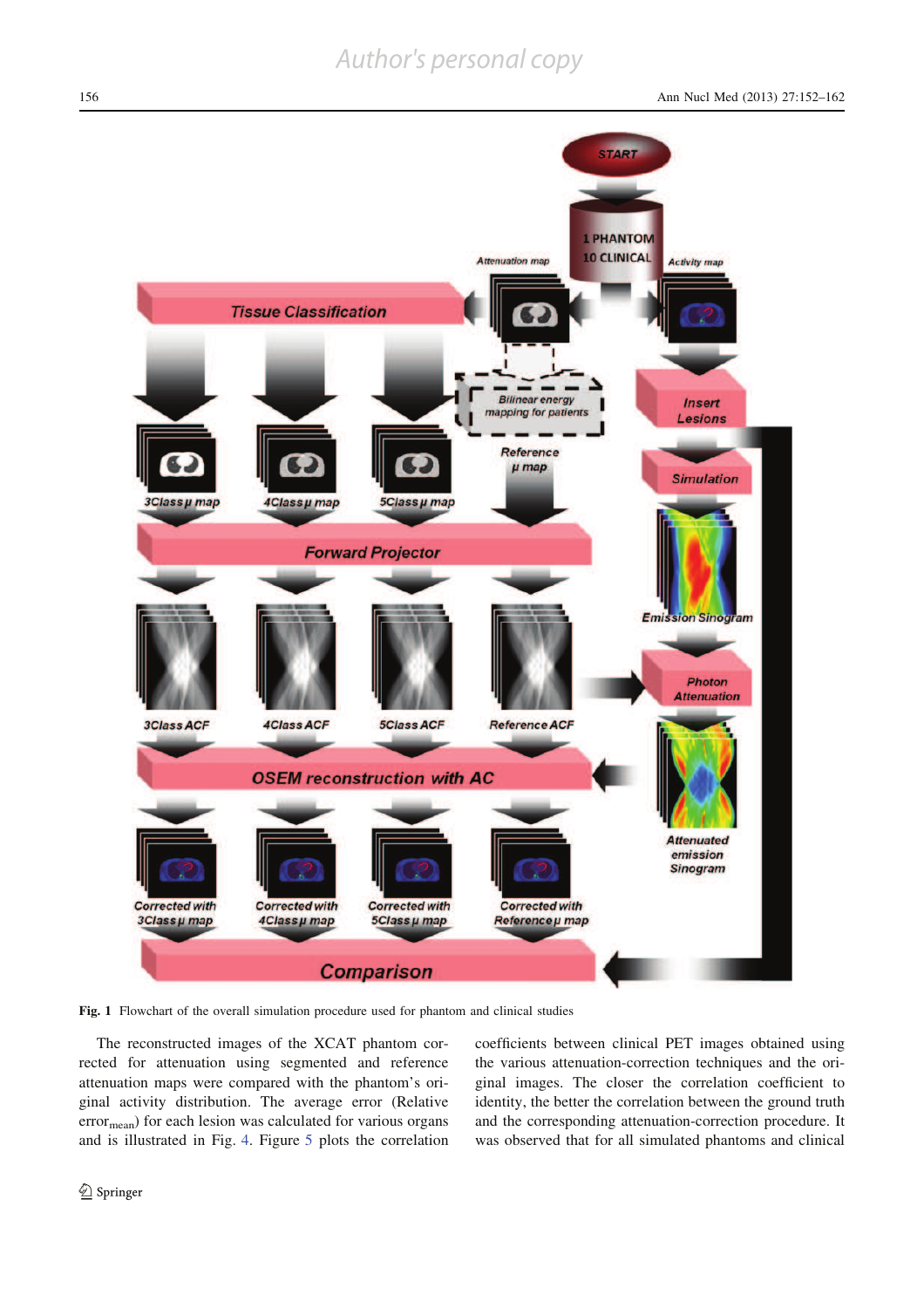Fig. 1 Flowchart of the overall simulation procedure used for phantom and clinical studies

The reconstructed images of the XCAT phantom corrected for attenuation using segmented and reference attenuation maps were compared with the phantom's original activity distribution. The average error (Relative $\text{error}_{\text{mean}}$) for each lesion was calculated for various organs and is illustrated in Fig. 4. Figure 5 plots the correlation coefficients between clinical PET images obtained using the various attenuation-correction techniques and the original images. The closer the correlation coefficient to identity, the better the correlation between the ground truth and the corresponding attenuation-correction procedure. It was observed that for all simulated phantoms and clinical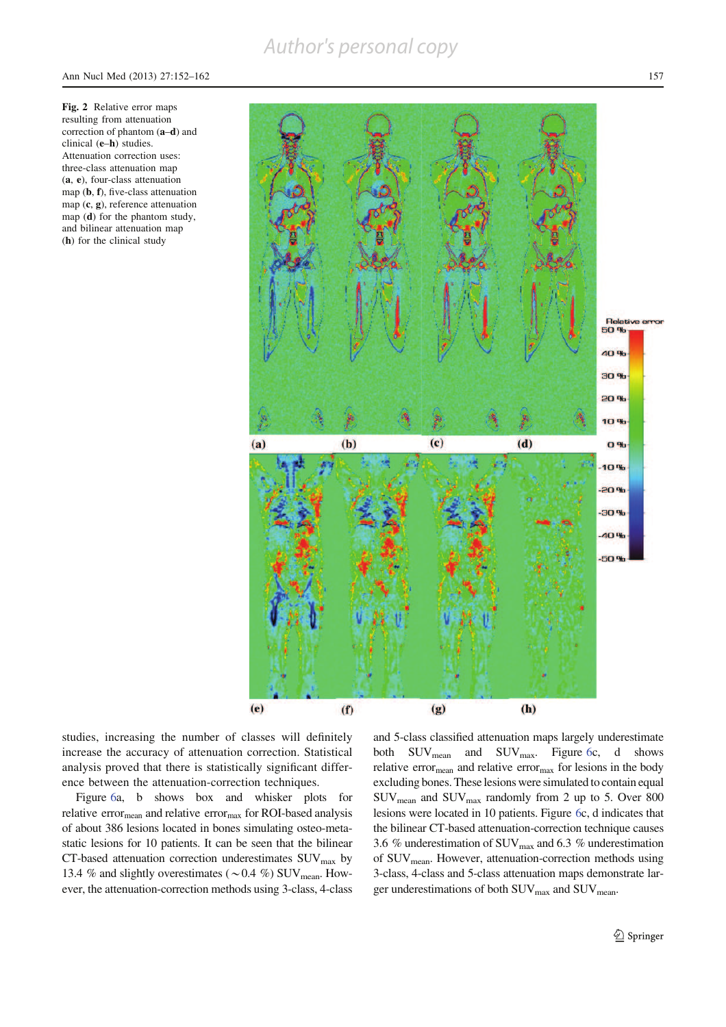Fig. 2 Relative error maps resulting from attenuation correction of phantom (**a–d**) and clinical (**e–h**) studies. Attenuation correction uses: three-class attenuation map (**a**, **e**), four-class attenuation map (**b**, **f**), five-class attenuation map (**c**, **g**), reference attenuation map (**d**) for the phantom study, and bilinear attenuation map (**h**) for the clinical study

studies, increasing the number of classes will definitely increase the accuracy of attenuation correction. Statistical analysis proved that there is statistically significant difference between the attenuation-correction techniques.

Figure 6a, b shows box and whisker plots for relative $\text{error}_{\text{mean}}$ and relative $\text{error}_{\text{max}}$ for ROI-based analysis of about 386 lesions located in bones simulating osteo-metastatic lesions for 10 patients. It can be seen that the bilinear CT-based attenuation correction underestimates $\text{SUV}_{\text{max}}$ by 13.4 % and slightly overestimates ($\sim$0.4 %) $\text{SUV}_{\text{mean}}$. However, the attenuation-correction methods using 3-class, 4-class and 5-class classified attenuation maps largely underestimate both $\text{SUV}_{\text{mean}}$ and $\text{SUV}_{\text{max}}$. Figure 6c, d shows relative $\text{error}_{\text{mean}}$ and relative $\text{error}_{\text{max}}$ for lesions in the body excluding bones. These lesions were simulated to contain equal $\text{SUV}_{\text{mean}}$ and $\text{SUV}_{\text{max}}$ randomly from 2 up to 5. Over 800 lesions were located in 10 patients. Figure 6c, d indicates that the bilinear CT-based attenuation-correction technique causes 3.6 % underestimation of $\text{SUV}_{\text{max}}$ and 6.3 % underestimation of $\text{SUV}_{\text{mean}}$. However, attenuation-correction methods using 3-class, 4-class and 5-class attenuation maps demonstrate larger underestimations of both $\text{SUV}_{\text{max}}$ and $\text{SUV}_{\text{mean}}$.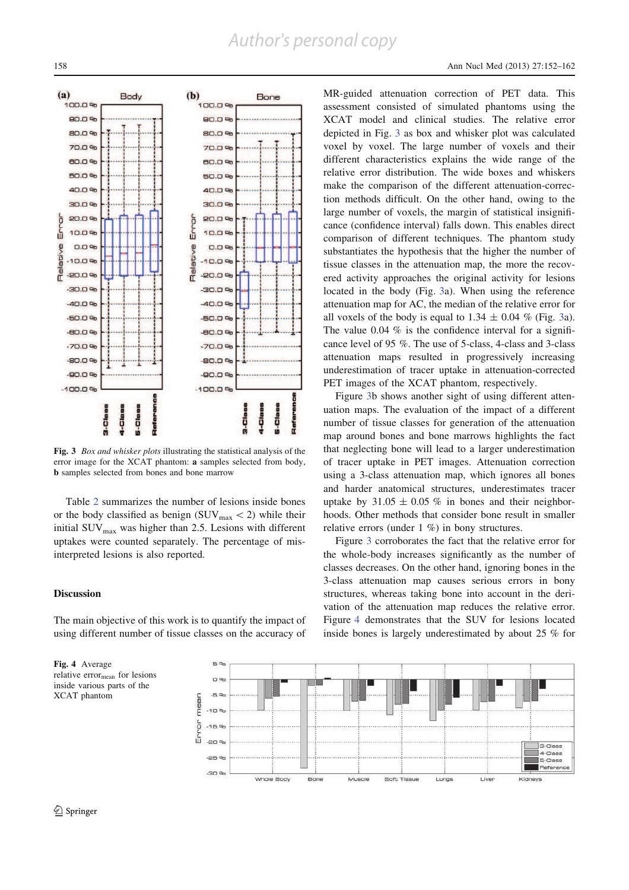Fig. 3 *Box and whisker plots* illustrating the statistical analysis of the error image for the XCAT phantom: **a** samples selected from body, **b** samples selected from bones and bone marrow

Table 2 summarizes the number of lesions inside bones or the body classified as benign ($SUV_{max} < 2$) while their initial $SUV_{max}$ was higher than 2.5. Lesions with different uptakes were counted separately. The percentage of misinterpreted lesions is also reported.

## Discussion

The main objective of this work is to quantify the impact of using different number of tissue classes on the accuracy of MR-guided attenuation correction of PET data. This assessment consisted of simulated phantoms using the XCAT model and clinical studies. The relative error depicted in Fig. 3 as box and whisker plot was calculated voxel by voxel. The large number of voxels and their different characteristics explains the wide range of the relative error distribution. The wide boxes and whiskers make the comparison of the different attenuation-correction methods difficult. On the other hand, owing to the large number of voxels, the margin of statistical insignificance (confidence interval) falls down. This enables direct comparison of different techniques. The phantom study substantiates the hypothesis that the higher the number of tissue classes in the attenuation map, the more the recovered activity approaches the original activity for lesions located in the body (Fig. 3a). When using the reference attenuation map for AC, the median of the relative error for all voxels of the body is equal to $1.34 \pm 0.04$ % (Fig. 3a). The value 0.04 % is the confidence interval for a significance level of 95 %. The use of 5-class, 4-class and 3-class attenuation maps resulted in progressively increasing underestimation of tracer uptake in attenuation-corrected PET images of the XCAT phantom, respectively.

Figure 3b shows another sight of using different attenuation maps. The evaluation of the impact of a different number of tissue classes for generation of the attenuation map around bones and bone marrows highlights the fact that neglecting bone will lead to a larger underestimation of tracer uptake in PET images. Attenuation correction using a 3-class attenuation map, which ignores all bones and harder anatomical structures, underestimates tracer uptake by $31.05 \pm 0.05$ % in bones and their neighborhoods. Other methods that consider bone result in smaller relative errors (under 1 %) in bony structures.

Figure 3 corroborates the fact that the relative error for the whole-body increases significantly as the number of classes decreases. On the other hand, ignoring bones in the 3-class attenuation map causes serious errors in bony structures, whereas taking bone into account in the derivation of the attenuation map reduces the relative error. Figure 4 demonstrates that the SUV for lesions located inside bones is largely underestimated by about 25 % for

Fig. 4 Average relative $error_{mean}$ for lesions inside various parts of the XCAT phantom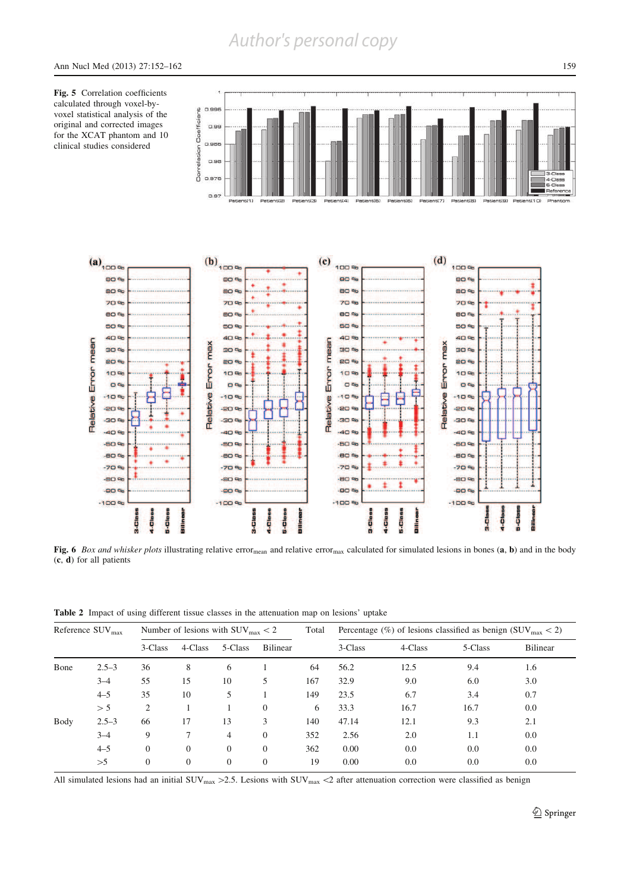**Fig. 5** Correlation coefficients calculated through voxel-by-voxel statistical analysis of the original and corrected images for the XCAT phantom and 10 clinical studies considered

**Fig. 6** *Box and whisker plots* illustrating relative $\text{error}_{\text{mean}}$ and relative $\text{error}_{\text{max}}$ calculated for simulated lesions in bones (**a**, **b**) and in the body (**c**, **d**) for all patients

**Table 2** Impact of using different tissue classes in the attenuation map on lesions' uptake

| Reference $SUV_{max}$ | | Number of lesions with $SUV_{max} < 2$ | | | | Total | Percentage (%) of lesions classified as benign ($SUV_{max} < 2$) | | | |
|---|---|---|---|---|---|---|---|---|---|---|
| | | 3-Class | 4-Class | 5-Class | Bilinear | | 3-Class | 4-Class | 5-Class | Bilinear |
| Bone | 2.5–3 | 36 | 8 | 6 | 1 | 64 | 56.2 | 12.5 | 9.4 | 1.6 |
| | 3–4 | 55 | 15 | 10 | 5 | 167 | 32.9 | 9.0 | 6.0 | 3.0 |
| | 4–5 | 35 | 10 | 5 | 1 | 149 | 23.5 | 6.7 | 3.4 | 0.7 |
| | > 5 | 2 | 1 | 1 | 0 | 6 | 33.3 | 16.7 | 16.7 | 0.0 |
| Body | 2.5–3 | 66 | 17 | 13 | 3 | 140 | 47.14 | 12.1 | 9.3 | 2.1 |
| | 3–4 | 9 | 7 | 4 | 0 | 352 | 2.56 | 2.0 | 1.1 | 0.0 |
| | 4–5 | 0 | 0 | 0 | 0 | 362 | 0.00 | 0.0 | 0.0 | 0.0 |
| | >5 | 0 | 0 | 0 | 0 | 19 | 0.00 | 0.0 | 0.0 | 0.0 |

All simulated lesions had an initial $SUV_{max}$ >2.5. Lesions with $SUV_{max}$ <2 after attenuation correction were classified as benign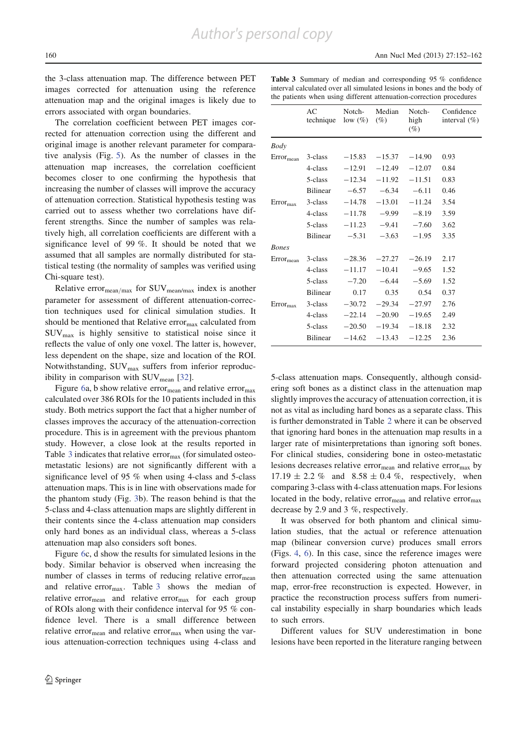the 3-class attenuation map. The difference between PET images corrected for attenuation using the reference attenuation map and the original images is likely due to errors associated with organ boundaries.

The correlation coefficient between PET images corrected for attenuation correction using the different and original image is another relevant parameter for comparative analysis (Fig. 5). As the number of classes in the attenuation map increases, the correlation coefficient becomes closer to one confirming the hypothesis that increasing the number of classes will improve the accuracy of attenuation correction. Statistical hypothesis testing was carried out to assess whether two correlations have different strengths. Since the number of samples was relatively high, all correlation coefficients are different with a significance level of 99 %. It should be noted that we assumed that all samples are normally distributed for statistical testing (the normality of samples was verified using Chi-square test).

Relative $error_{mean/max}$ for $SUV_{mean/max}$ index is another parameter for assessment of different attenuation-correction techniques used for clinical simulation studies. It should be mentioned that Relative $error_{max}$ calculated from $SUV_{max}$ is highly sensitive to statistical noise since it reflects the value of only one voxel. The latter is, however, less dependent on the shape, size and location of the ROI. Notwithstanding, $SUV_{max}$ suffers from inferior reproducibility in comparison with $SUV_{mean}$ [32].

Figure 6a, b show relative $error_{mean}$ and relative $error_{max}$ calculated over 386 ROIs for the 10 patients included in this study. Both metrics support the fact that a higher number of classes improves the accuracy of the attenuation-correction procedure. This is in agreement with the previous phantom study. However, a close look at the results reported in Table 3 indicates that relative $error_{max}$ (for simulated osteo-metastatic lesions) are not significantly different with a significance level of 95 % when using 4-class and 5-class attenuation maps. This is in line with observations made for the phantom study (Fig. 3b). The reason behind is that the 5-class and 4-class attenuation maps are slightly different in their contents since the 4-class attenuation map considers only hard bones as an individual class, whereas a 5-class attenuation map also considers soft bones.

Figure 6c, d show the results for simulated lesions in the body. Similar behavior is observed when increasing the number of classes in terms of reducing relative $error_{mean}$ and relative $error_{max}$. Table 3 shows the median of relative $error_{mean}$ and relative $error_{max}$ for each group of ROIs along with their confidence interval for 95 % confidence level. There is a small difference between relative $error_{mean}$ and relative $error_{max}$ when using the various attenuation-correction techniques using 4-class and 5-class attenuation maps. Consequently, although considering soft bones as a distinct class in the attenuation map slightly improves the accuracy of attenuation correction, it is not as vital as including hard bones as a separate class. This is further demonstrated in Table 2 where it can be observed that ignoring hard bones in the attenuation map results in a larger rate of misinterpretations than ignoring soft bones. For clinical studies, considering bone in osteo-metastatic lesions decreases relative $error_{mean}$ and relative $error_{max}$ by $17.19 \pm 2.2$ % and $8.58 \pm 0.4$ %, respectively, when comparing 3-class with 4-class attenuation maps. For lesions located in the body, relative $error_{mean}$ and relative $error_{max}$ decrease by 2.9 and 3 %, respectively.

**Table 3** Summary of median and corresponding 95 % confidence interval calculated over all simulated lesions in bones and the body of the patients when using different attenuation-correction procedures

| | AC technique | Notch-low (%) | Median (%) | Notch-high (%) | Confidence interval (%) |
|---|---|---|---|---|---|
| *Body* | | | | | |
| $Error_{mean}$ | 3-class | −15.83 | −15.37 | −14.90 | 0.93 |
| | 4-class | −12.91 | −12.49 | −12.07 | 0.84 |
| | 5-class | −12.34 | −11.92 | −11.51 | 0.83 |
| | Bilinear | −6.57 | −6.34 | −6.11 | 0.46 |
| $Error_{max}$ | 3-class | −14.78 | −13.01 | −11.24 | 3.54 |
| | 4-class | −11.78 | −9.99 | −8.19 | 3.59 |
| | 5-class | −11.23 | −9.41 | −7.60 | 3.62 |
| | Bilinear | −5.31 | −3.63 | −1.95 | 3.35 |
| *Bones* | | | | | |
| $Error_{mean}$ | 3-class | −28.36 | −27.27 | −26.19 | 2.17 |
| | 4-class | −11.17 | −10.41 | −9.65 | 1.52 |
| | 5-class | −7.20 | −6.44 | −5.69 | 1.52 |
| | Bilinear | 0.17 | 0.35 | 0.54 | 0.37 |
| $Error_{max}$ | 3-class | −30.72 | −29.34 | −27.97 | 2.76 |
| | 4-class | −22.14 | −20.90 | −19.65 | 2.49 |
| | 5-class | −20.50 | −19.34 | −18.18 | 2.32 |
| | Bilinear | −14.62 | −13.43 | −12.25 | 2.36 |

It was observed for both phantom and clinical simulation studies, that the actual or reference attenuation map (bilinear conversion curve) produces small errors (Figs. 4, 6). In this case, since the reference images were forward projected considering photon attenuation and then attenuation corrected using the same attenuation map, error-free reconstruction is expected. However, in practice the reconstruction process suffers from numerical instability especially in sharp boundaries which leads to such errors.

Different values for SUV underestimation in bone lesions have been reported in the literature ranging between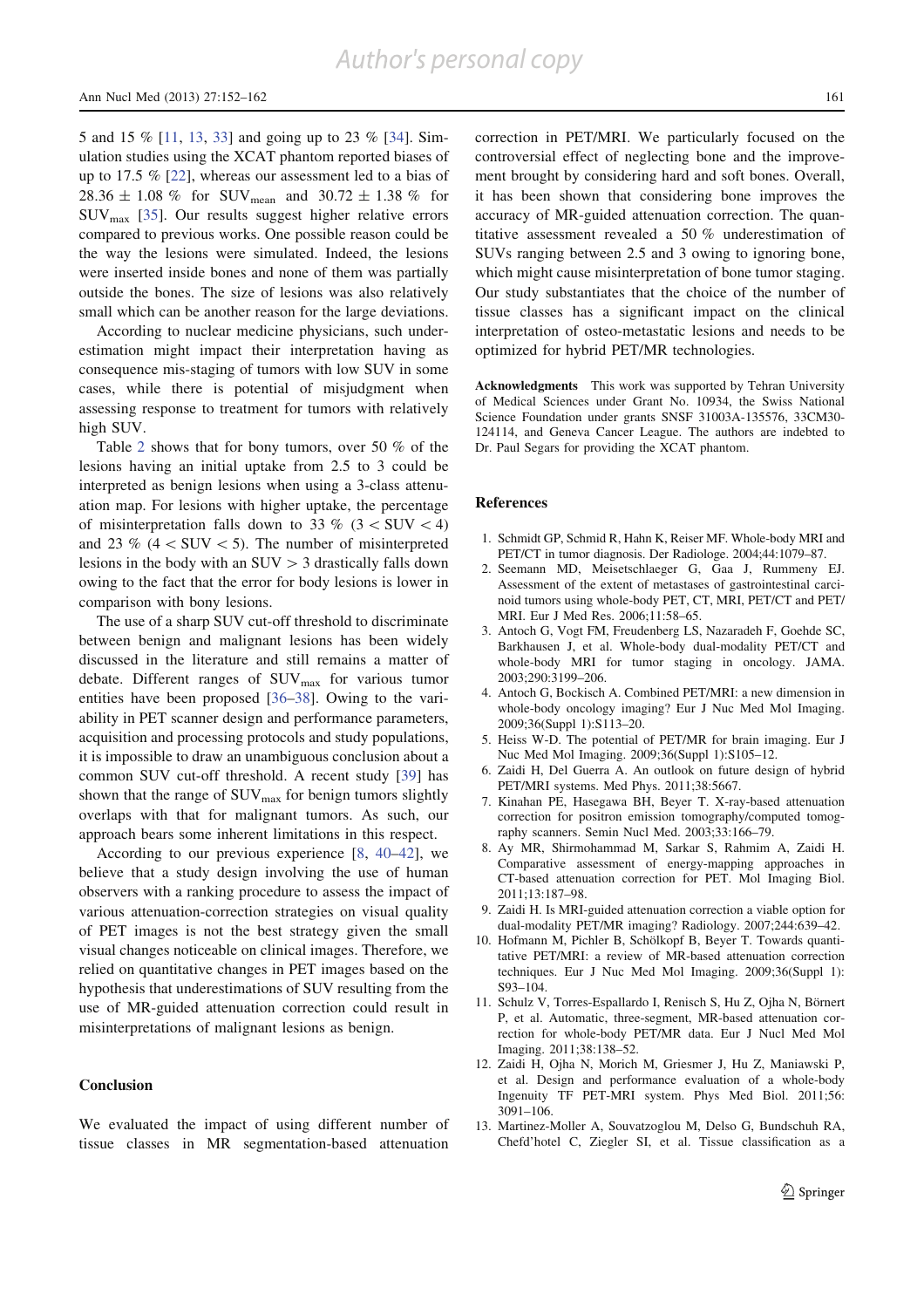5 and 15 % [11, 13, 33] and going up to 23 % [34]. Simulation studies using the XCAT phantom reported biases of up to 17.5 % [22], whereas our assessment led to a bias of 28.36 ± 1.08 % for $SUV_{mean}$ and 30.72 ± 1.38 % for $SUV_{max}$ [35]. Our results suggest higher relative errors compared to previous works. One possible reason could be the way the lesions were simulated. Indeed, the lesions were inserted inside bones and none of them was partially outside the bones. The size of lesions was also relatively small which can be another reason for the large deviations.

According to nuclear medicine physicians, such underestimation might impact their interpretation having as consequence mis-staging of tumors with low SUV in some cases, while there is potential of misjudgment when assessing response to treatment for tumors with relatively high SUV.

Table 2 shows that for bony tumors, over 50 % of the lesions having an initial uptake from 2.5 to 3 could be interpreted as benign lesions when using a 3-class attenuation map. For lesions with higher uptake, the percentage of misinterpretation falls down to 33 % ($3 < SUV < 4$) and 23 % ($4 < SUV < 5$). The number of misinterpreted lesions in the body with an $SUV > 3$ drastically falls down owing to the fact that the error for body lesions is lower in comparison with bony lesions.

The use of a sharp SUV cut-off threshold to discriminate between benign and malignant lesions has been widely discussed in the literature and still remains a matter of debate. Different ranges of $SUV_{max}$ for various tumor entities have been proposed [36–38]. Owing to the variability in PET scanner design and performance parameters, acquisition and processing protocols and study populations, it is impossible to draw an unambiguous conclusion about a common SUV cut-off threshold. A recent study [39] has shown that the range of $SUV_{max}$ for benign tumors slightly overlaps with that for malignant tumors. As such, our approach bears some inherent limitations in this respect.

According to our previous experience [8, 40–42], we believe that a study design involving the use of human observers with a ranking procedure to assess the impact of various attenuation-correction strategies on visual quality of PET images is not the best strategy given the small visual changes noticeable on clinical images. Therefore, we relied on quantitative changes in PET images based on the hypothesis that underestimations of SUV resulting from the use of MR-guided attenuation correction could result in misinterpretations of malignant lesions as benign.

## Conclusion

We evaluated the impact of using different number of tissue classes in MR segmentation-based attenuation correction in PET/MRI. We particularly focused on the controversial effect of neglecting bone and the improvement brought by considering hard and soft bones. Overall, it has been shown that considering bone improves the accuracy of MR-guided attenuation correction. The quantitative assessment revealed a 50 % underestimation of SUVs ranging between 2.5 and 3 owing to ignoring bone, which might cause misinterpretation of bone tumor staging. Our study substantiates that the choice of the number of tissue classes has a significant impact on the clinical interpretation of osteo-metastatic lesions and needs to be optimized for hybrid PET/MR technologies.

**Acknowledgments** This work was supported by Tehran University of Medical Sciences under Grant No. 10934, the Swiss National Science Foundation under grants SNSF 31003A-135576, 33CM30-124114, and Geneva Cancer League. The authors are indebted to Dr. Paul Segars for providing the XCAT phantom.

## References

1. Schmidt GP, Schmid R, Hahn K, Reiser MF. Whole-body MRI and PET/CT in tumor diagnosis. Der Radiologe. 2004;44:1079–87.
2. Seemann MD, Meisetschlaeger G, Gaa J, Rummeny EJ. Assessment of the extent of metastases of gastrointestinal carcinoid tumors using whole-body PET, CT, MRI, PET/CT and PET/MRI. Eur J Med Res. 2006;11:58–65.
3. Antoch G, Vogt FM, Freudenberg LS, Nazaradeh F, Goehde SC, Barkhausen J, et al. Whole-body dual-modality PET/CT and whole-body MRI for tumor staging in oncology. JAMA. 2003;290:3199–206.
4. Antoch G, Bockisch A. Combined PET/MRI: a new dimension in whole-body oncology imaging? Eur J Nuc Med Mol Imaging. 2009;36(Suppl 1):S113–20.
5. Heiss W-D. The potential of PET/MR for brain imaging. Eur J Nuc Med Mol Imaging. 2009;36(Suppl 1):S105–12.
6. Zaidi H, Del Guerra A. An outlook on future design of hybrid PET/MRI systems. Med Phys. 2011;38:5667.
7. Kinahan PE, Hasegawa BH, Beyer T. X-ray-based attenuation correction for positron emission tomography/computed tomography scanners. Semin Nucl Med. 2003;33:166–79.
8. Ay MR, Shirmohammad M, Sarkar S, Rahmim A, Zaidi H. Comparative assessment of energy-mapping approaches in CT-based attenuation correction for PET. Mol Imaging Biol. 2011;13:187–98.
9. Zaidi H. Is MRI-guided attenuation correction a viable option for dual-modality PET/MR imaging? Radiology. 2007;244:639–42.
10. Hofmann M, Pichler B, Schölkopf B, Beyer T. Towards quantitative PET/MRI: a review of MR-based attenuation correction techniques. Eur J Nuc Med Mol Imaging. 2009;36(Suppl 1):S93–104.
11. Schulz V, Torres-Espallardo I, Renisch S, Hu Z, Ojha N, Börnert P, et al. Automatic, three-segment, MR-based attenuation correction for whole-body PET/MR data. Eur J Nucl Med Mol Imaging. 2011;38:138–52.
12. Zaidi H, Ojha N, Morich M, Griesmer J, Hu Z, Maniawski P, et al. Design and performance evaluation of a whole-body Ingenuity TF PET-MRI system. Phys Med Biol. 2011;56:3091–106.
13. Martinez-Moller A, Souvatzoglou M, Delso G, Bundschuh RA, Chefd'hotel C, Ziegler SI, et al. Tissue classification as a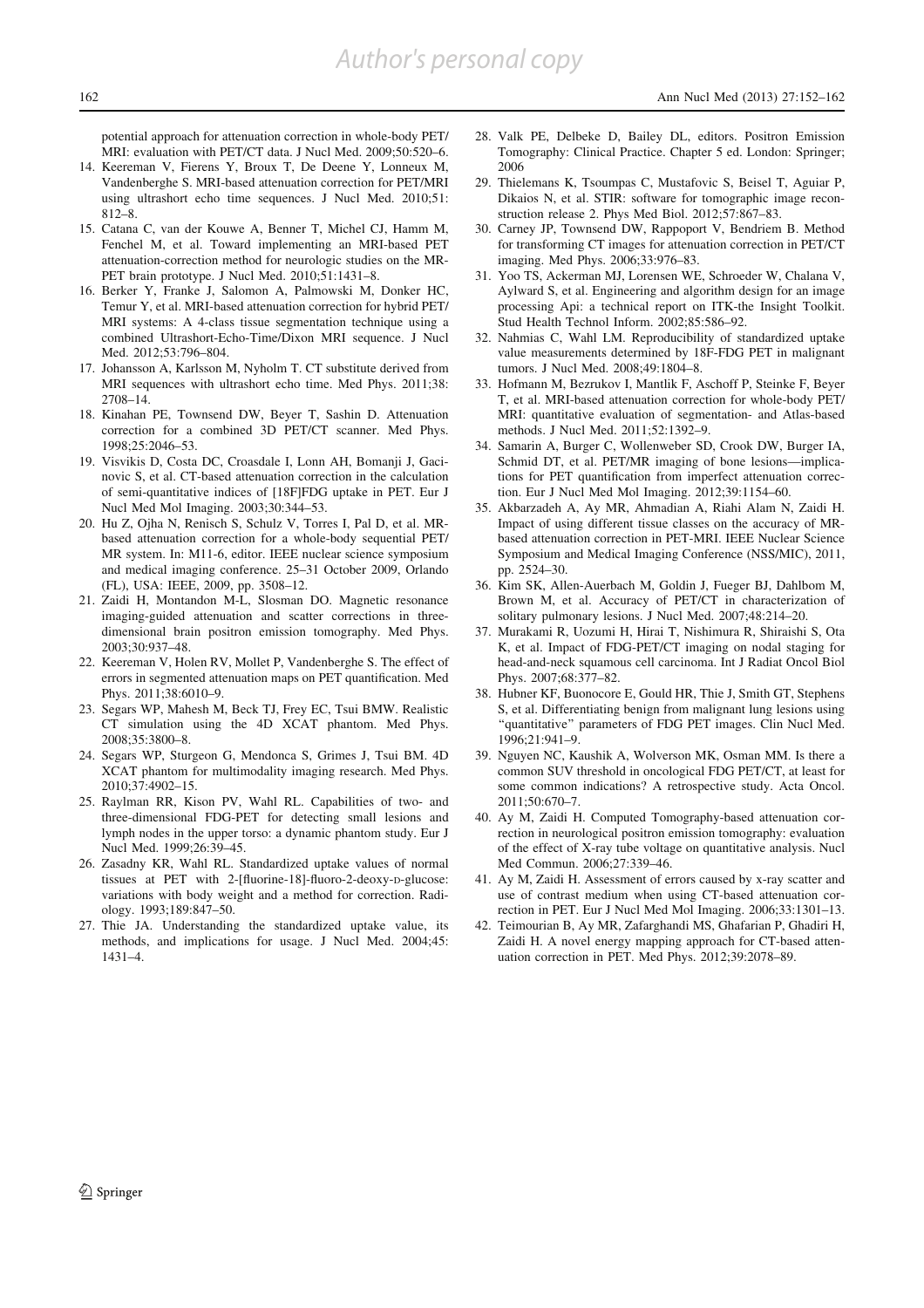potential approach for attenuation correction in whole-body PET/MRI: evaluation with PET/CT data. J Nucl Med. 2009;50:520–6.

14. Keereman V, Fierens Y, Broux T, De Deene Y, Lonneux M, Vandenberghe S. MRI-based attenuation correction for PET/MRI using ultrashort echo time sequences. J Nucl Med. 2010;51:812–8.
15. Catana C, van der Kouwe A, Benner T, Michel CJ, Hamm M, Fenchel M, et al. Toward implementing an MRI-based PET attenuation-correction method for neurologic studies on the MR-PET brain prototype. J Nucl Med. 2010;51:1431–8.
16. Berker Y, Franke J, Salomon A, Palmowski M, Donker HC, Temur Y, et al. MRI-based attenuation correction for hybrid PET/MRI systems: A 4-class tissue segmentation technique using a combined Ultrashort-Echo-Time/Dixon MRI sequence. J Nucl Med. 2012;53:796–804.
17. Johansson A, Karlsson M, Nyholm T. CT substitute derived from MRI sequences with ultrashort echo time. Med Phys. 2011;38:2708–14.
18. Kinahan PE, Townsend DW, Beyer T, Sashin D. Attenuation correction for a combined 3D PET/CT scanner. Med Phys. 1998;25:2046–53.
19. Visvikis D, Costa DC, Croasdale I, Lonn AH, Bomanji J, Gacinovic S, et al. CT-based attenuation correction in the calculation of semi-quantitative indices of [18F]FDG uptake in PET. Eur J Nucl Med Mol Imaging. 2003;30:344–53.
20. Hu Z, Ojha N, Renisch S, Schulz V, Torres I, Pal D, et al. MR-based attenuation correction for a whole-body sequential PET/MR system. In: M11-6, editor. IEEE nuclear science symposium and medical imaging conference. 25–31 October 2009, Orlando (FL), USA: IEEE, 2009, pp. 3508–12.
21. Zaidi H, Montandon M-L, Slosman DO. Magnetic resonance imaging-guided attenuation and scatter corrections in three-dimensional brain positron emission tomography. Med Phys. 2003;30:937–48.
22. Keereman V, Holen RV, Mollet P, Vandenberghe S. The effect of errors in segmented attenuation maps on PET quantification. Med Phys. 2011;38:6010–9.
23. Segars WP, Mahesh M, Beck TJ, Frey EC, Tsui BMW. Realistic CT simulation using the 4D XCAT phantom. Med Phys. 2008;35:3800–8.
24. Segars WP, Sturgeon G, Mendonca S, Grimes J, Tsui BM. 4D XCAT phantom for multimodality imaging research. Med Phys. 2010;37:4902–15.
25. Raylman RR, Kison PV, Wahl RL. Capabilities of two- and three-dimensional FDG-PET for detecting small lesions and lymph nodes in the upper torso: a dynamic phantom study. Eur J Nucl Med. 1999;26:39–45.
26. Zasadny KR, Wahl RL. Standardized uptake values of normal tissues at PET with 2-[fluorine-18]-fluoro-2-deoxy-D-glucose: variations with body weight and a method for correction. Radiology. 1993;189:847–50.
27. Thie JA. Understanding the standardized uptake value, its methods, and implications for usage. J Nucl Med. 2004;45:1431–4.
28. Valk PE, Delbeke D, Bailey DL, editors. Positron Emission Tomography: Clinical Practice. Chapter 5 ed. London: Springer; 2006
29. Thielemans K, Tsoumpas C, Mustafovic S, Beisel T, Aguiar P, Dikaios N, et al. STIR: software for tomographic image reconstruction release 2. Phys Med Biol. 2012;57:867–83.
30. Carney JP, Townsend DW, Rappoport V, Bendriem B. Method for transforming CT images for attenuation correction in PET/CT imaging. Med Phys. 2006;33:976–83.
31. Yoo TS, Ackerman MJ, Lorensen WE, Schroeder W, Chalana V, Aylward S, et al. Engineering and algorithm design for an image processing Api: a technical report on ITK-the Insight Toolkit. Stud Health Technol Inform. 2002;85:586–92.
32. Nahmias C, Wahl LM. Reproducibility of standardized uptake value measurements determined by 18F-FDG PET in malignant tumors. J Nucl Med. 2008;49:1804–8.
33. Hofmann M, Bezrukov I, Mantlik F, Aschoff P, Steinke F, Beyer T, et al. MRI-based attenuation correction for whole-body PET/MRI: quantitative evaluation of segmentation- and Atlas-based methods. J Nucl Med. 2011;52:1392–9.
34. Samarin A, Burger C, Wollenweber SD, Crook DW, Burger IA, Schmid DT, et al. PET/MR imaging of bone lesions—implications for PET quantification from imperfect attenuation correction. Eur J Nucl Med Mol Imaging. 2012;39:1154–60.
35. Akbarzadeh A, Ay MR, Ahmadian A, Riahi Alam N, Zaidi H. Impact of using different tissue classes on the accuracy of MR-based attenuation correction in PET-MRI. IEEE Nuclear Science Symposium and Medical Imaging Conference (NSS/MIC), 2011, pp. 2524–30.
36. Kim SK, Allen-Auerbach M, Goldin J, Fueger BJ, Dahlbom M, Brown M, et al. Accuracy of PET/CT in characterization of solitary pulmonary lesions. J Nucl Med. 2007;48:214–20.
37. Murakami R, Uozumi H, Hirai T, Nishimura R, Shiraishi S, Ota K, et al. Impact of FDG-PET/CT imaging on nodal staging for head-and-neck squamous cell carcinoma. Int J Radiat Oncol Biol Phys. 2007;68:377–82.
38. Hubner KF, Buonocore E, Gould HR, Thie J, Smith GT, Stephens S, et al. Differentiating benign from malignant lung lesions using "quantitative" parameters of FDG PET images. Clin Nucl Med. 1996;21:941–9.
39. Nguyen NC, Kaushik A, Wolverson MK, Osman MM. Is there a common SUV threshold in oncological FDG PET/CT, at least for some common indications? A retrospective study. Acta Oncol. 2011;50:670–7.
40. Ay M, Zaidi H. Computed Tomography-based attenuation correction in neurological positron emission tomography: evaluation of the effect of X-ray tube voltage on quantitative analysis. Nucl Med Commun. 2006;27:339–46.
41. Ay M, Zaidi H. Assessment of errors caused by x-ray scatter and use of contrast medium when using CT-based attenuation correction in PET. Eur J Nucl Med Mol Imaging. 2006;33:1301–13.
42. Teimourian B, Ay MR, Zafarghandi MS, Ghafarian P, Ghadiri H, Zaidi H. A novel energy mapping approach for CT-based attenuation correction in PET. Med Phys. 2012;39:2078–89.